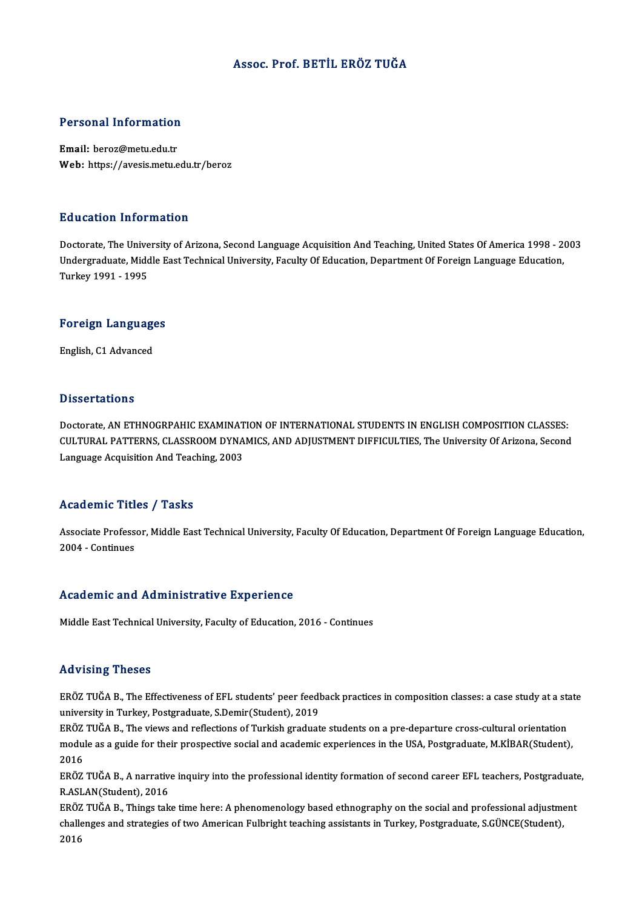# Assoc. Prof. BETİL ERÖZ TUĞA

## Personal Information

**Email:** beroz@metu.edu.tr
**Web:** https://avesis.metu.edu.tr/beroz

## Education Information

Doctorate, The University of Arizona, Second Language Acquisition And Teaching, United States Of America 1998 - 2003
Undergraduate, Middle East Technical University, Faculty Of Education, Department Of Foreign Language Education, Turkey 1991 - 1995

## Foreign Languages

English, C1 Advanced

## Dissertations

Doctorate, AN ETHNOGRPAHIC EXAMINATION OF INTERNATIONAL STUDENTS IN ENGLISH COMPOSITION CLASSES: CULTURAL PATTERNS, CLASSROOM DYNAMICS, AND ADJUSTMENT DIFFICULTIES, The University Of Arizona, Second Language Acquisition And Teaching, 2003

## Academic Titles / Tasks

Associate Professor, Middle East Technical University, Faculty Of Education, Department Of Foreign Language Education, 2004 - Continues

## Academic and Administrative Experience

Middle East Technical University, Faculty of Education, 2016 - Continues

## Advising Theses

ERÖZ TUĞA B., The Effectiveness of EFL students' peer feedback practices in composition classes: a case study at a state university in Turkey, Postgraduate, S.Demir(Student), 2019

ERÖZ TUĞA B., The views and reflections of Turkish graduate students on a pre-departure cross-cultural orientation module as a guide for their prospective social and academic experiences in the USA, Postgraduate, M.KİBAR(Student), 2016

ERÖZ TUĞA B., A narrative inquiry into the professional identity formation of second career EFL teachers, Postgraduate, R.ASLAN(Student), 2016

ERÖZ TUĞA B., Things take time here: A phenomenology based ethnography on the social and professional adjustment challenges and strategies of two American Fulbright teaching assistants in Turkey, Postgraduate, S.GÜNCE(Student), 2016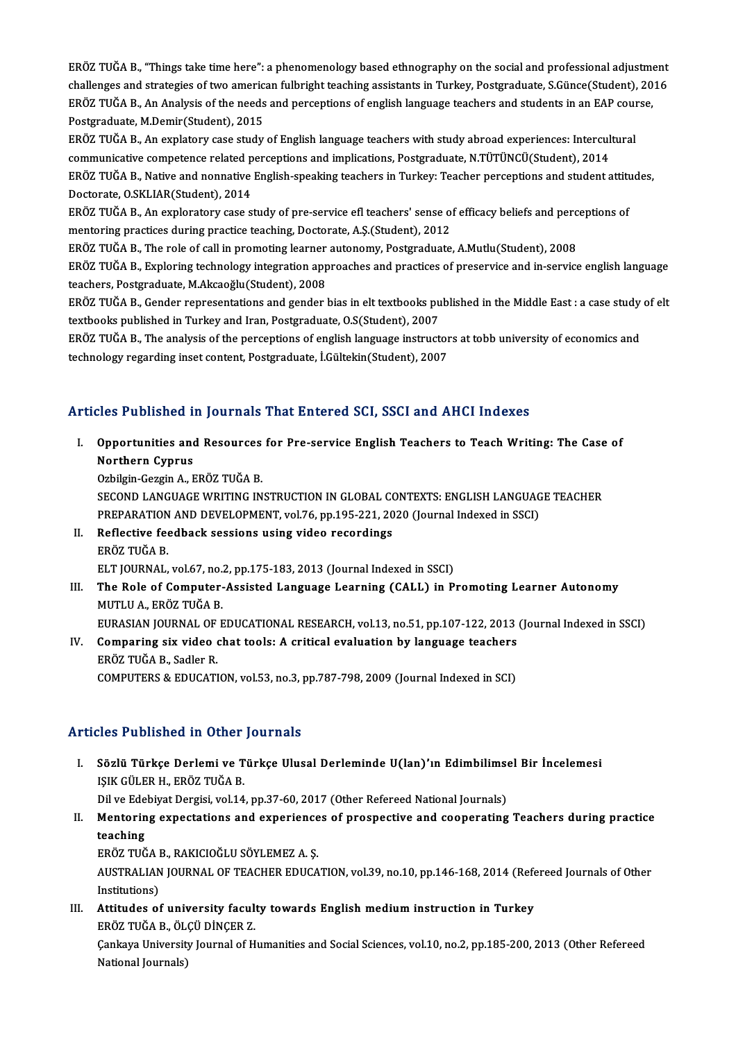ERÖZ TUĞA B., "Things take time here": a phenomenology based ethnography on the social and professional adjustment challenges and strategies of two american fulbright teaching assistants in Turkey, Postgraduate, S.Günce(Student), 2016

ERÖZ TUĞA B., An Analysis of the needs and perceptions of english language teachers and students in an EAP course, Postgraduate, M.Demir(Student), 2015

ERÖZ TUĞA B., An explatory case study of English language teachers with study abroad experiences: Intercultural communicative competence related perceptions and implications, Postgraduate, N.TÜTÜNCÜ(Student), 2014

ERÖZ TUĞA B., Native and nonnative English-speaking teachers in Turkey: Teacher perceptions and student attitudes, Doctorate, O.SKLIAR(Student), 2014

ERÖZ TUĞA B., An exploratory case study of pre-service efl teachers' sense of efficacy beliefs and perceptions of mentoring practices during practice teaching, Doctorate, A.Ş.(Student), 2012

ERÖZ TUĞA B., The role of call in promoting learner autonomy, Postgraduate, A.Mutlu(Student), 2008

ERÖZ TUĞA B., Exploring technology integration approaches and practices of preservice and in-service english language teachers, Postgraduate, M.Akcaoğlu(Student), 2008

ERÖZ TUĞA B., Gender representations and gender bias in elt textbooks published in the Middle East : a case study of elt textbooks published in Turkey and Iran, Postgraduate, O.S(Student), 2007

ERÖZ TUĞA B., The analysis of the perceptions of english language instructors at tobb university of economics and technology regarding inset content, Postgraduate, İ.Gültekin(Student), 2007

## Articles Published in Journals That Entered SCI, SSCI and AHCI Indexes

I. **Opportunities and Resources for Pre-service English Teachers to Teach Writing: The Case of Northern Cyprus**
   Ozbilgin-Gezgin A., ERÖZ TUĞA B.
   SECOND LANGUAGE WRITING INSTRUCTION IN GLOBAL CONTEXTS: ENGLISH LANGUAGE TEACHER PREPARATION AND DEVELOPMENT, vol.76, pp.195-221, 2020 (Journal Indexed in SSCI)

II. **Reflective feedback sessions using video recordings**
   ERÖZ TUĞA B.
   ELT JOURNAL, vol.67, no.2, pp.175-183, 2013 (Journal Indexed in SSCI)

III. **The Role of Computer-Assisted Language Learning (CALL) in Promoting Learner Autonomy**
   MUTLU A., ERÖZ TUĞA B.
   EURASIAN JOURNAL OF EDUCATIONAL RESEARCH, vol.13, no.51, pp.107-122, 2013 (Journal Indexed in SSCI)

IV. **Comparing six video chat tools: A critical evaluation by language teachers**
   ERÖZ TUĞA B., Sadler R.
   COMPUTERS & EDUCATION, vol.53, no.3, pp.787-798, 2009 (Journal Indexed in SCI)

## Articles Published in Other Journals

I. **Sözlü Türkçe Derlemi ve Türkçe Ulusal Derleminde U(lan)'ın Edimbilimsel Bir İncelemesi**
   IŞIK GÜLER H., ERÖZ TUĞA B.
   Dil ve Edebiyat Dergisi, vol.14, pp.37-60, 2017 (Other Refereed National Journals)

II. **Mentoring expectations and experiences of prospective and cooperating Teachers during practice teaching**
   ERÖZ TUĞA B., RAKICIOĞLU SÖYLEMEZ A. Ş.
   AUSTRALIAN JOURNAL OF TEACHER EDUCATION, vol.39, no.10, pp.146-168, 2014 (Refereed Journals of Other Institutions)

III. **Attitudes of university faculty towards English medium instruction in Turkey**
   ERÖZ TUĞA B., ÖLÇÜ DİNÇER Z.
   Çankaya University Journal of Humanities and Social Sciences, vol.10, no.2, pp.185-200, 2013 (Other Refereed National Journals)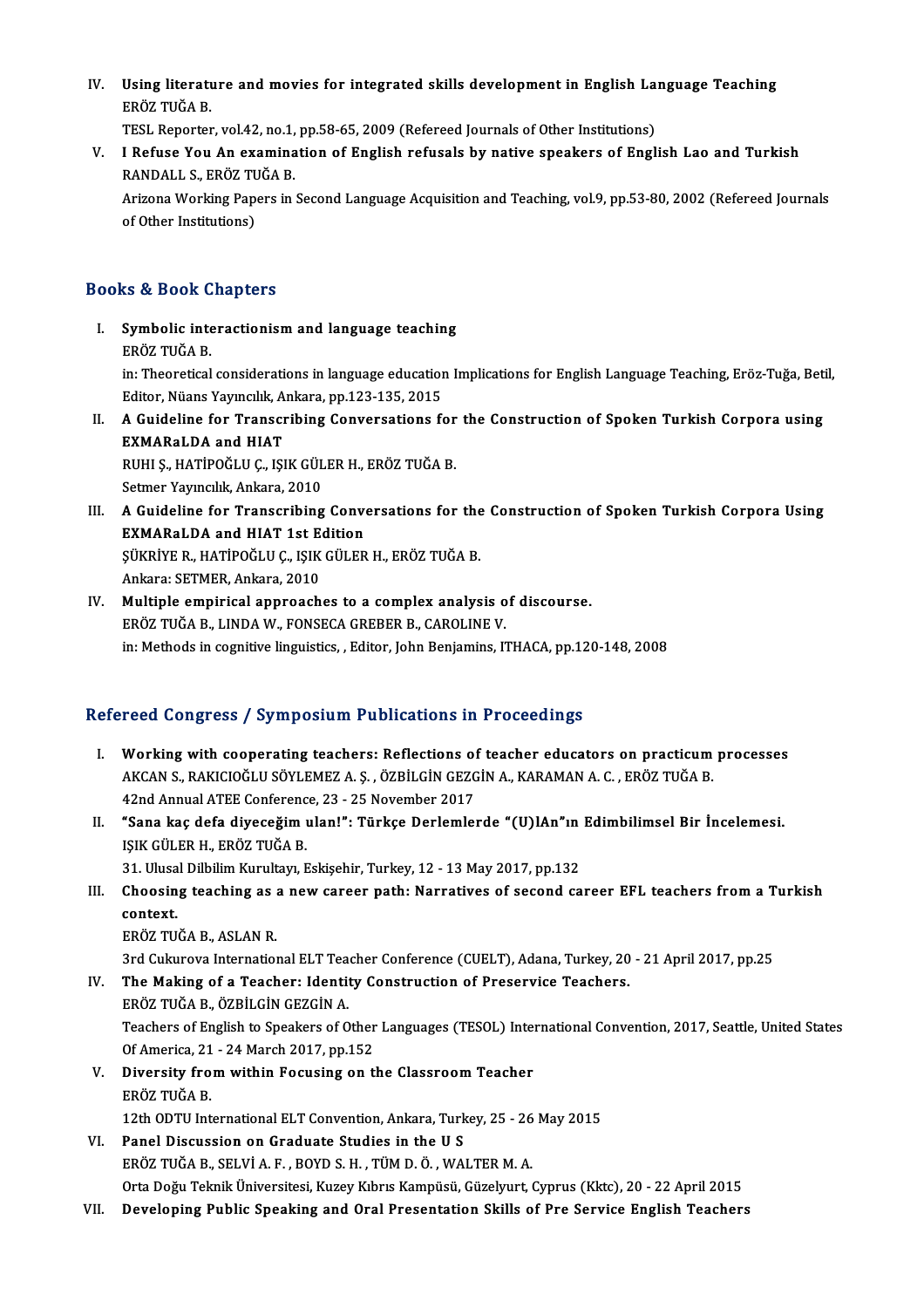IV. **Using literature and movies for integrated skills development in English Language Teaching**
ERÖZ TUĞA B.
TESL Reporter, vol.42, no.1, pp.58-65, 2009 (Refereed Journals of Other Institutions)

V. **I Refuse You An examination of English refusals by native speakers of English Lao and Turkish**
RANDALL S., ERÖZ TUĞA B.
Arizona Working Papers in Second Language Acquisition and Teaching, vol.9, pp.53-80, 2002 (Refereed Journals of Other Institutions)

## Books & Book Chapters

I. **Symbolic interactionism and language teaching**
ERÖZ TUĞA B.
in: Theoretical considerations in language education Implications for English Language Teaching, Eröz-Tuğa, Betil, Editor, Nüans Yayıncılık, Ankara, pp.123-135, 2015

II. **A Guideline for Transcribing Conversations for the Construction of Spoken Turkish Corpora using EXMARaLDA and HIAT**
RUHI Ş., HATİPOĞLU Ç., IŞIK GÜLER H., ERÖZ TUĞA B.
Setmer Yayıncılık, Ankara, 2010

III. **A Guideline for Transcribing Conversations for the Construction of Spoken Turkish Corpora Using EXMARaLDA and HIAT 1st Edition**
ŞÜKRİYE R., HATİPOĞLU Ç., IŞIK GÜLER H., ERÖZ TUĞA B.
Ankara: SETMER, Ankara, 2010

IV. **Multiple empirical approaches to a complex analysis of discourse.**
ERÖZ TUĞA B., LINDA W., FONSECA GREBER B., CAROLINE V.
in: Methods in cognitive linguistics, , Editor, John Benjamins, ITHACA, pp.120-148, 2008

## Refereed Congress / Symposium Publications in Proceedings

I. **Working with cooperating teachers: Reflections of teacher educators on practicum processes**
AKCAN S., RAKICIOĞLU SÖYLEMEZ A. Ş. , ÖZBİLGİN GEZGİN A., KARAMAN A. C. , ERÖZ TUĞA B.
42nd Annual ATEE Conference, 23 - 25 November 2017

II. **"Sana kaç defa diyeceğim ulan!": Türkçe Derlemlerde "(U)lAn"ın Edimbilimsel Bir İncelemesi.**
IŞIK GÜLER H., ERÖZ TUĞA B.
31. Ulusal Dilbilim Kurultayı, Eskişehir, Turkey, 12 - 13 May 2017, pp.132

III. **Choosing teaching as a new career path: Narratives of second career EFL teachers from a Turkish context.**
ERÖZ TUĞA B., ASLAN R.
3rd Cukurova International ELT Teacher Conference (CUELT), Adana, Turkey, 20 - 21 April 2017, pp.25

IV. **The Making of a Teacher: Identity Construction of Preservice Teachers.**
ERÖZ TUĞA B., ÖZBİLGİN GEZGİN A.
Teachers of English to Speakers of Other Languages (TESOL) International Convention, 2017, Seattle, United States Of America, 21 - 24 March 2017, pp.152

V. **Diversity from within Focusing on the Classroom Teacher**
ERÖZ TUĞA B.
12th ODTU International ELT Convention, Ankara, Turkey, 25 - 26 May 2015

VI. **Panel Discussion on Graduate Studies in the U S**
ERÖZ TUĞA B., SELVİ A. F. , BOYD S. H. , TÜM D. Ö. , WALTER M. A.
Orta Doğu Teknik Üniversitesi, Kuzey Kıbrıs Kampüsü, Güzelyurt, Cyprus (Kktc), 20 - 22 April 2015

VII. **Developing Public Speaking and Oral Presentation Skills of Pre Service English Teachers**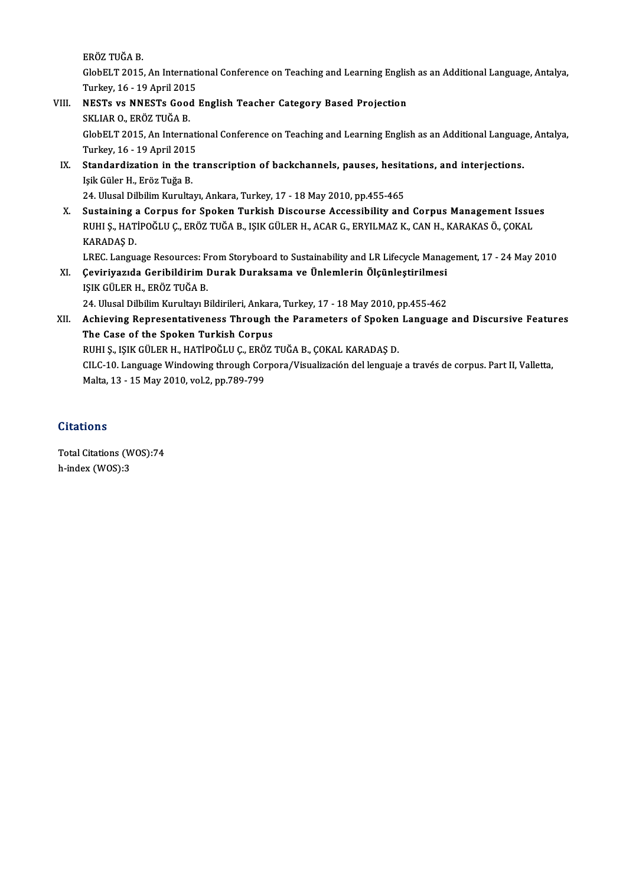ERÖZ TUĞA B.
GlobELT 2015, An International Conference on Teaching and Learning English as an Additional Language, Antalya, Turkey, 16 - 19 April 2015

VIII. **NESTs vs NNESTs Good English Teacher Category Based Projection**
SKLIAR O., ERÖZ TUĞA B.
GlobELT 2015, An International Conference on Teaching and Learning English as an Additional Language, Antalya, Turkey, 16 - 19 April 2015

IX. **Standardization in the transcription of backchannels, pauses, hesitations, and interjections.**
Işik Güler H., Eröz Tuğa B.
24. Ulusal Dilbilim Kurultayı, Ankara, Turkey, 17 - 18 May 2010, pp.455-465

X. **Sustaining a Corpus for Spoken Turkish Discourse Accessibility and Corpus Management Issues**
RUHI Ş., HATİPOĞLU Ç., ERÖZ TUĞA B., IŞIK GÜLER H., ACAR G., ERYILMAZ K., CAN H., KARAKAS Ö., ÇOKAL KARADAŞ D.
LREC. Language Resources: From Storyboard to Sustainability and LR Lifecycle Management, 17 - 24 May 2010

XI. **Çeviriyazıda Geribildirim Durak Duraksama ve Ünlemlerin Ölçünleştirilmesi**
IŞIK GÜLER H., ERÖZ TUĞA B.
24. Ulusal Dilbilim Kurultayı Bildirileri, Ankara, Turkey, 17 - 18 May 2010, pp.455-462

XII. **Achieving Representativeness Through the Parameters of Spoken Language and Discursive Features The Case of the Spoken Turkish Corpus**
RUHI Ş., IŞIK GÜLER H., HATİPOĞLU Ç., ERÖZ TUĞA B., ÇOKAL KARADAŞ D.
CILC-10. Language Windowing through Corpora/Visualización del lenguaje a través de corpus. Part II, Valletta, Malta, 13 - 15 May 2010, vol.2, pp.789-799

## Citations

Total Citations (WOS):74
h-index (WOS):3